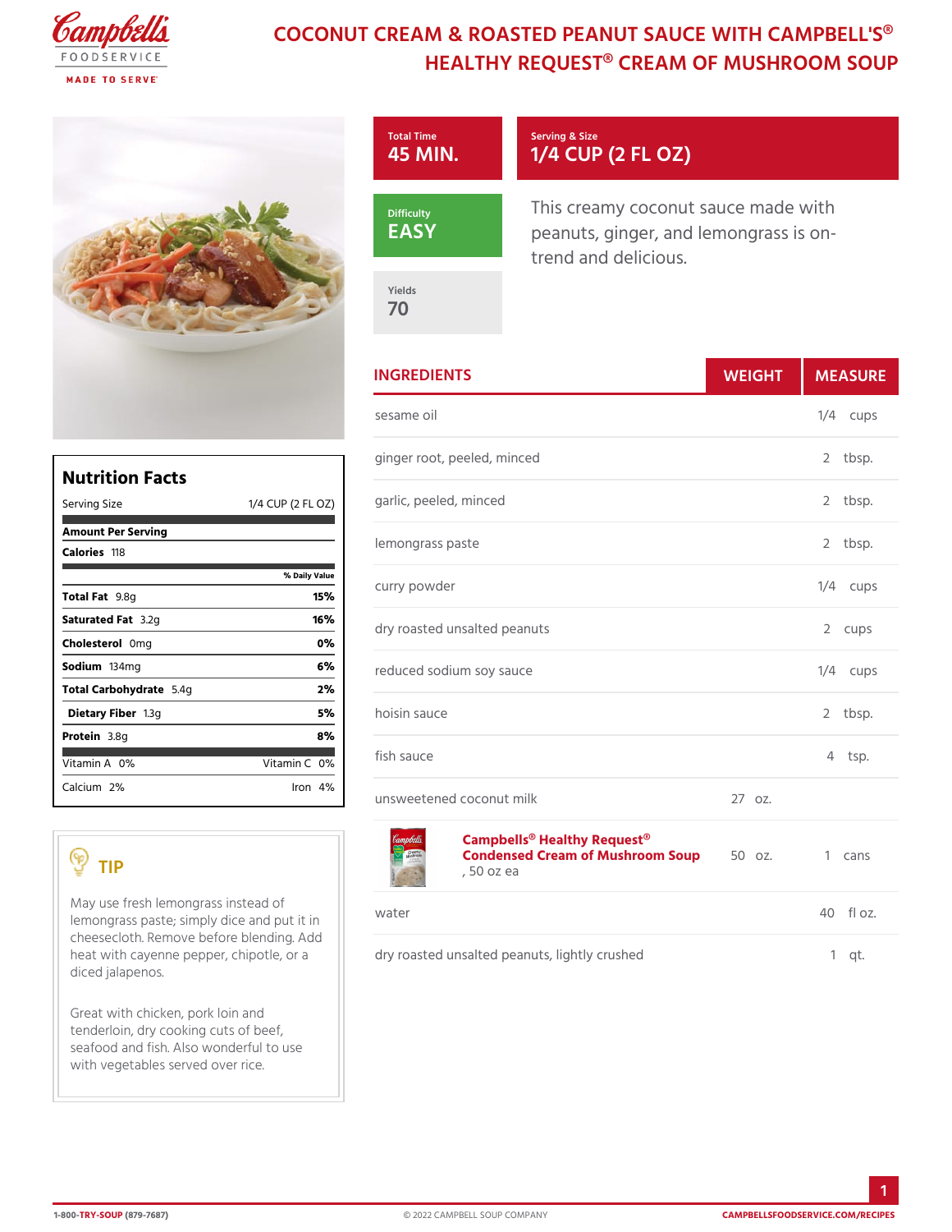# COCONUT CREAM & ROASTED PEANUT SAUCE WITH CAMPBELL'S® HEALTHY REQUEST® CREAM OF MUSHROOM SOUP

**Total Time**
45 MIN.

**Serving & Size**
1/4 CUP (2 FL OZ)

**Difficulty**
EASY

**Yields**
70

This creamy coconut sauce made with peanuts, ginger, and lemongrass is on-trend and delicious.

## INGREDIENTS

| Ingredient | WEIGHT | MEASURE |
|---|---|---|
| sesame oil | | 1/4 cups |
| ginger root, peeled, minced | | 2 tbsp. |
| garlic, peeled, minced | | 2 tbsp. |
| lemongrass paste | | 2 tbsp. |
| curry powder | | 1/4 cups |
| dry roasted unsalted peanuts | | 2 cups |
| reduced sodium soy sauce | | 1/4 cups |
| hoisin sauce | | 2 tbsp. |
| fish sauce | | 4 tsp. |
| unsweetened coconut milk | 27 oz. | |
| **Campbells® Healthy Request® Condensed Cream of Mushroom Soup**, 50 oz ea | 50 oz. | 1 cans |
| water | | 40 fl oz. |
| dry roasted unsalted peanuts, lightly crushed | | 1 qt. |

## Nutrition Facts

Serving Size 1/4 CUP (2 FL OZ)

**Amount Per Serving**

**Calories** 118

| | % Daily Value |
|---|---|
| **Total Fat** 9.8g | 15% |
| **Saturated Fat** 3.2g | 16% |
| **Cholesterol** 0mg | 0% |
| **Sodium** 134mg | 6% |
| **Total Carbohydrate** 5.4g | 2% |
| **Dietary Fiber** 1.3g | 5% |
| **Protein** 3.8g | 8% |

| | |
|---|---|
| Vitamin A 0% | Vitamin C 0% |
| Calcium 2% | Iron 4% |

## TIP

May use fresh lemongrass instead of lemongrass paste; simply dice and put it in cheesecloth. Remove before blending. Add heat with cayenne pepper, chipotle, or a diced jalapenos.

Great with chicken, pork loin and tenderloin, dry cooking cuts of beef, seafood and fish. Also wonderful to use with vegetables served over rice.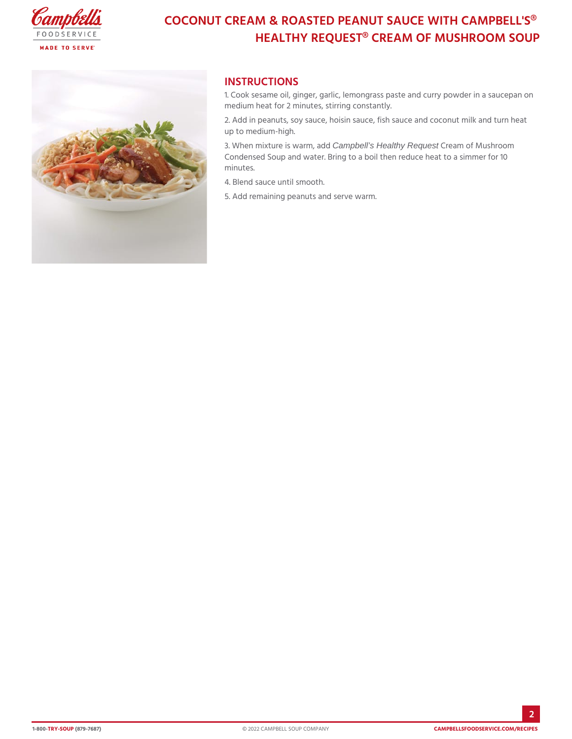## INSTRUCTIONS

1. Cook sesame oil, ginger, garlic, lemongrass paste and curry powder in a saucepan on medium heat for 2 minutes, stirring constantly.

2. Add in peanuts, soy sauce, hoisin sauce, fish sauce and coconut milk and turn heat up to medium-high.

3. When mixture is warm, add *Campbell's Healthy Request* Cream of Mushroom Condensed Soup and water. Bring to a boil then reduce heat to a simmer for 10 minutes.

4. Blend sauce until smooth.

5. Add remaining peanuts and serve warm.